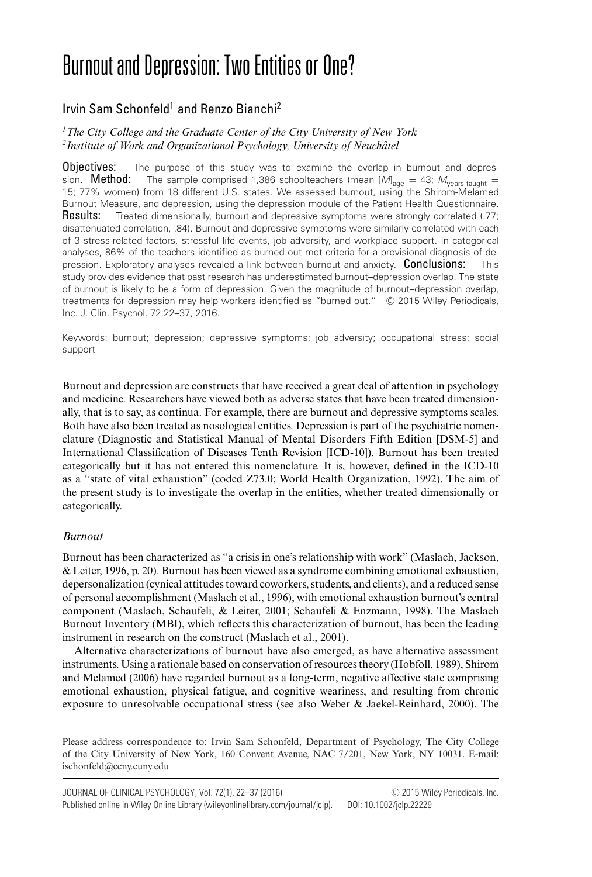# Burnout and Depression: Two Entities or One?

Irvin Sam Schonfeld[1] and Renzo Bianchi[2]

[1]*The City College and the Graduate Center of the City University of New York*
[2]*Institute of Work and Organizational Psychology, University of Neuchâtel*

**Objectives:** The purpose of this study was to examine the overlap in burnout and depression. **Method:** The sample comprised 1,386 schoolteachers (mean $[M]_{\text{age}} = 43$; $M_{\text{years taught}} = 15$; 77% women) from 18 different U.S. states. We assessed burnout, using the Shirom-Melamed Burnout Measure, and depression, using the depression module of the Patient Health Questionnaire. **Results:** Treated dimensionally, burnout and depressive symptoms were strongly correlated (.77; disattenuated correlation, .84). Burnout and depressive symptoms were similarly correlated with each of 3 stress-related factors, stressful life events, job adversity, and workplace support. In categorical analyses, 86% of the teachers identified as burned out met criteria for a provisional diagnosis of depression. Exploratory analyses revealed a link between burnout and anxiety. **Conclusions:** This study provides evidence that past research has underestimated burnout–depression overlap. The state of burnout is likely to be a form of depression. Given the magnitude of burnout–depression overlap, treatments for depression may help workers identified as "burned out." © 2015 Wiley Periodicals, Inc. J. Clin. Psychol. 72:22–37, 2016.

Keywords: burnout; depression; depressive symptoms; job adversity; occupational stress; social support

Burnout and depression are constructs that have received a great deal of attention in psychology and medicine. Researchers have viewed both as adverse states that have been treated dimensionally, that is to say, as continua. For example, there are burnout and depressive symptoms scales. Both have also been treated as nosological entities. Depression is part of the psychiatric nomenclature (Diagnostic and Statistical Manual of Mental Disorders Fifth Edition [DSM-5] and International Classification of Diseases Tenth Revision [ICD-10]). Burnout has been treated categorically but it has not entered this nomenclature. It is, however, defined in the ICD-10 as a "state of vital exhaustion" (coded Z73.0; World Health Organization, 1992). The aim of the present study is to investigate the overlap in the entities, whether treated dimensionally or categorically.

## *Burnout*

Burnout has been characterized as "a crisis in one's relationship with work" (Maslach, Jackson, & Leiter, 1996, p. 20). Burnout has been viewed as a syndrome combining emotional exhaustion, depersonalization (cynical attitudes toward coworkers, students, and clients), and a reduced sense of personal accomplishment (Maslach et al., 1996), with emotional exhaustion burnout's central component (Maslach, Schaufeli, & Leiter, 2001; Schaufeli & Enzmann, 1998). The Maslach Burnout Inventory (MBI), which reflects this characterization of burnout, has been the leading instrument in research on the construct (Maslach et al., 2001).

Alternative characterizations of burnout have also emerged, as have alternative assessment instruments. Using a rationale based on conservation of resources theory (Hobfoll, 1989), Shirom and Melamed (2006) have regarded burnout as a long-term, negative affective state comprising emotional exhaustion, physical fatigue, and cognitive weariness, and resulting from chronic exposure to unresolvable occupational stress (see also Weber & Jaekel-Reinhard, 2000). The

Please address correspondence to: Irvin Sam Schonfeld, Department of Psychology, The City College of the City University of New York, 160 Convent Avenue, NAC 7/201, New York, NY 10031. E-mail: ischonfeld@ccny.cuny.edu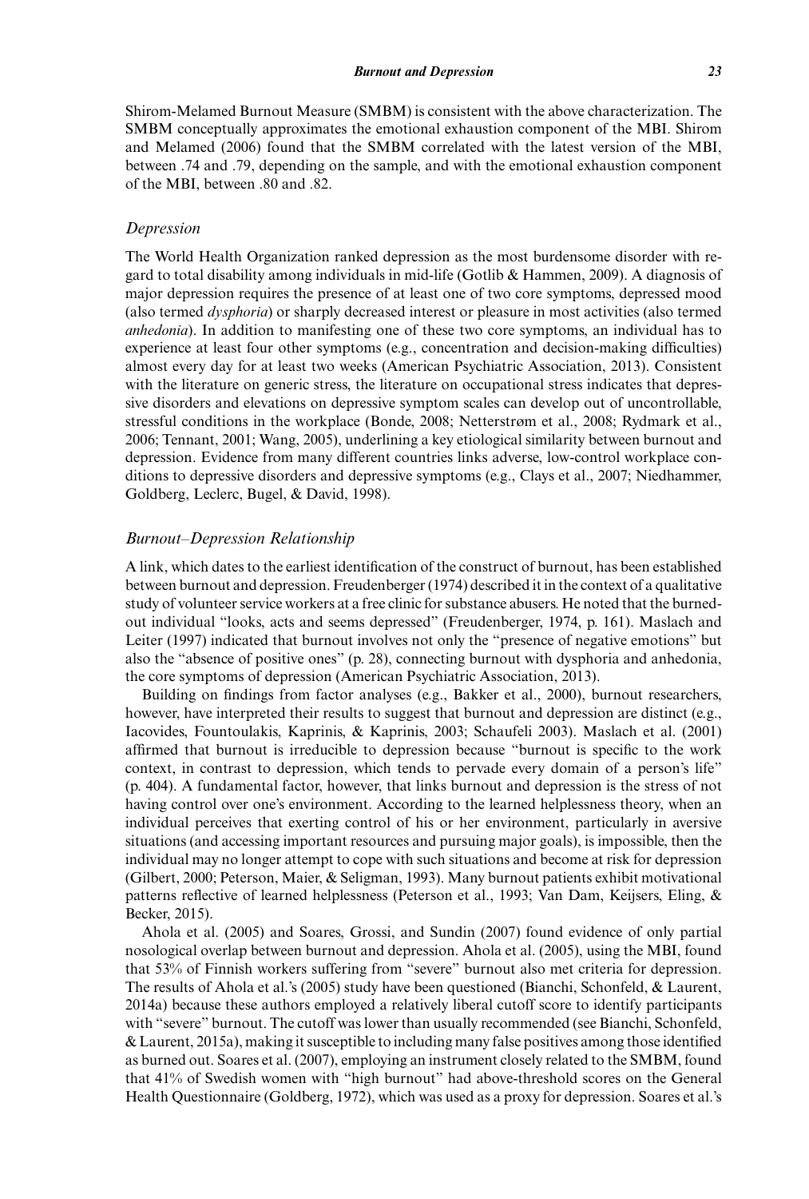Shirom-Melamed Burnout Measure (SMBM) is consistent with the above characterization. The SMBM conceptually approximates the emotional exhaustion component of the MBI. Shirom and Melamed (2006) found that the SMBM correlated with the latest version of the MBI, between .74 and .79, depending on the sample, and with the emotional exhaustion component of the MBI, between .80 and .82.

### *Depression*

The World Health Organization ranked depression as the most burdensome disorder with regard to total disability among individuals in mid-life (Gotlib & Hammen, 2009). A diagnosis of major depression requires the presence of at least one of two core symptoms, depressed mood (also termed *dysphoria*) or sharply decreased interest or pleasure in most activities (also termed *anhedonia*). In addition to manifesting one of these two core symptoms, an individual has to experience at least four other symptoms (e.g., concentration and decision-making difficulties) almost every day for at least two weeks (American Psychiatric Association, 2013). Consistent with the literature on generic stress, the literature on occupational stress indicates that depressive disorders and elevations on depressive symptom scales can develop out of uncontrollable, stressful conditions in the workplace (Bonde, 2008; Netterstrøm et al., 2008; Rydmark et al., 2006; Tennant, 2001; Wang, 2005), underlining a key etiological similarity between burnout and depression. Evidence from many different countries links adverse, low-control workplace conditions to depressive disorders and depressive symptoms (e.g., Clays et al., 2007; Niedhammer, Goldberg, Leclerc, Bugel, & David, 1998).

### *Burnout–Depression Relationship*

A link, which dates to the earliest identification of the construct of burnout, has been established between burnout and depression. Freudenberger (1974) described it in the context of a qualitative study of volunteer service workers at a free clinic for substance abusers. He noted that the burned-out individual "looks, acts and seems depressed" (Freudenberger, 1974, p. 161). Maslach and Leiter (1997) indicated that burnout involves not only the "presence of negative emotions" but also the "absence of positive ones" (p. 28), connecting burnout with dysphoria and anhedonia, the core symptoms of depression (American Psychiatric Association, 2013).

Building on findings from factor analyses (e.g., Bakker et al., 2000), burnout researchers, however, have interpreted their results to suggest that burnout and depression are distinct (e.g., Iacovides, Fountoulakis, Kaprinis, & Kaprinis, 2003; Schaufeli 2003). Maslach et al. (2001) affirmed that burnout is irreducible to depression because "burnout is specific to the work context, in contrast to depression, which tends to pervade every domain of a person's life" (p. 404). A fundamental factor, however, that links burnout and depression is the stress of not having control over one's environment. According to the learned helplessness theory, when an individual perceives that exerting control of his or her environment, particularly in aversive situations (and accessing important resources and pursuing major goals), is impossible, then the individual may no longer attempt to cope with such situations and become at risk for depression (Gilbert, 2000; Peterson, Maier, & Seligman, 1993). Many burnout patients exhibit motivational patterns reflective of learned helplessness (Peterson et al., 1993; Van Dam, Keijsers, Eling, & Becker, 2015).

Ahola et al. (2005) and Soares, Grossi, and Sundin (2007) found evidence of only partial nosological overlap between burnout and depression. Ahola et al. (2005), using the MBI, found that 53% of Finnish workers suffering from "severe" burnout also met criteria for depression. The results of Ahola et al.'s (2005) study have been questioned (Bianchi, Schonfeld, & Laurent, 2014a) because these authors employed a relatively liberal cutoff score to identify participants with "severe" burnout. The cutoff was lower than usually recommended (see Bianchi, Schonfeld, & Laurent, 2015a), making it susceptible to including many false positives among those identified as burned out. Soares et al. (2007), employing an instrument closely related to the SMBM, found that 41% of Swedish women with "high burnout" had above-threshold scores on the General Health Questionnaire (Goldberg, 1972), which was used as a proxy for depression. Soares et al.'s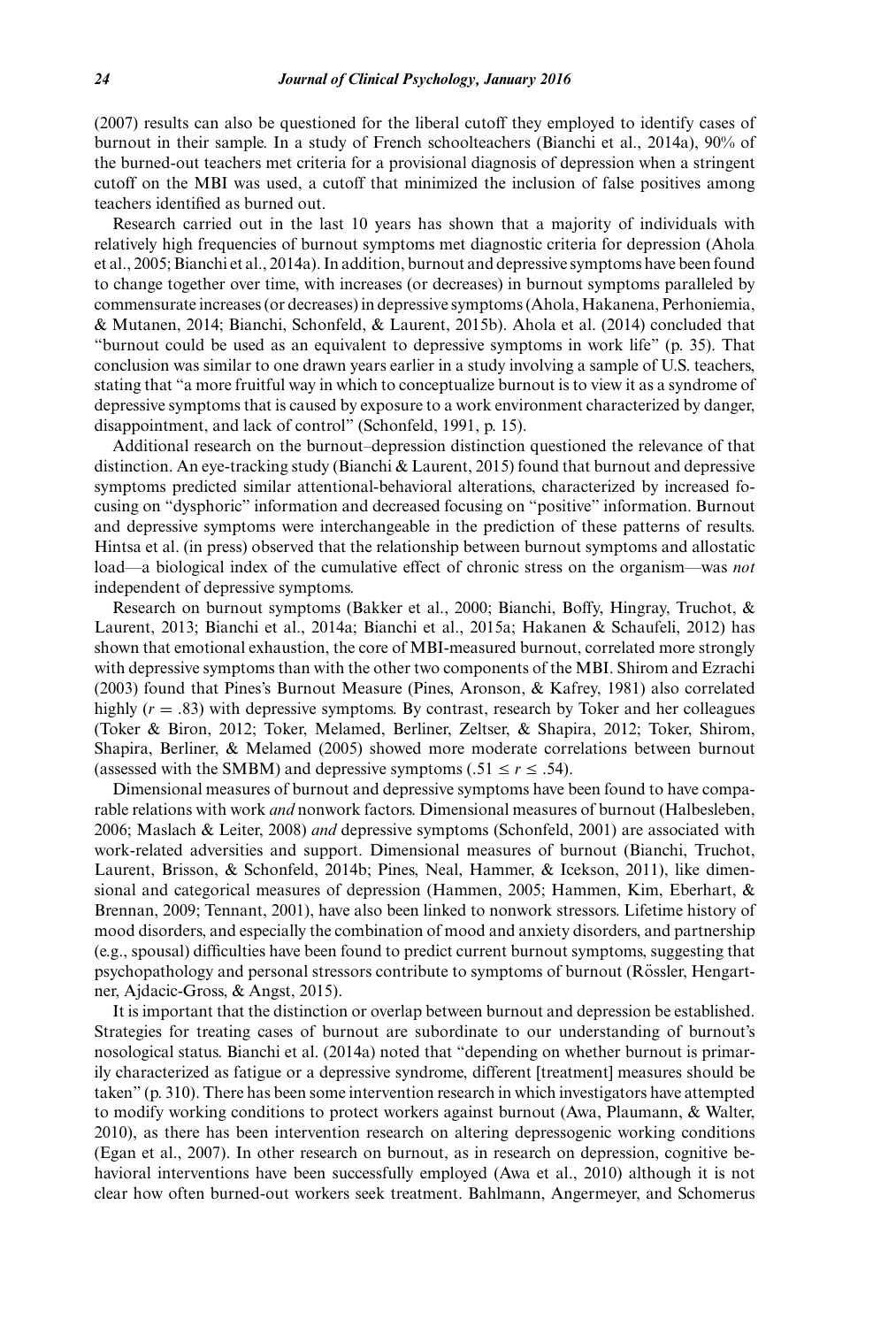(2007) results can also be questioned for the liberal cutoff they employed to identify cases of burnout in their sample. In a study of French schoolteachers (Bianchi et al., 2014a), 90% of the burned-out teachers met criteria for a provisional diagnosis of depression when a stringent cutoff on the MBI was used, a cutoff that minimized the inclusion of false positives among teachers identified as burned out.

Research carried out in the last 10 years has shown that a majority of individuals with relatively high frequencies of burnout symptoms met diagnostic criteria for depression (Ahola et al., 2005; Bianchi et al., 2014a). In addition, burnout and depressive symptoms have been found to change together over time, with increases (or decreases) in burnout symptoms paralleled by commensurate increases (or decreases) in depressive symptoms (Ahola, Hakanena, Perhoniemia, & Mutanen, 2014; Bianchi, Schonfeld, & Laurent, 2015b). Ahola et al. (2014) concluded that "burnout could be used as an equivalent to depressive symptoms in work life" (p. 35). That conclusion was similar to one drawn years earlier in a study involving a sample of U.S. teachers, stating that "a more fruitful way in which to conceptualize burnout is to view it as a syndrome of depressive symptoms that is caused by exposure to a work environment characterized by danger, disappointment, and lack of control" (Schonfeld, 1991, p. 15).

Additional research on the burnout–depression distinction questioned the relevance of that distinction. An eye-tracking study (Bianchi & Laurent, 2015) found that burnout and depressive symptoms predicted similar attentional-behavioral alterations, characterized by increased focusing on "dysphoric" information and decreased focusing on "positive" information. Burnout and depressive symptoms were interchangeable in the prediction of these patterns of results. Hintsa et al. (in press) observed that the relationship between burnout symptoms and allostatic load—a biological index of the cumulative effect of chronic stress on the organism—was *not* independent of depressive symptoms.

Research on burnout symptoms (Bakker et al., 2000; Bianchi, Boffy, Hingray, Truchot, & Laurent, 2013; Bianchi et al., 2014a; Bianchi et al., 2015a; Hakanen & Schaufeli, 2012) has shown that emotional exhaustion, the core of MBI-measured burnout, correlated more strongly with depressive symptoms than with the other two components of the MBI. Shirom and Ezrachi (2003) found that Pines's Burnout Measure (Pines, Aronson, & Kafrey, 1981) also correlated highly ($r = .83$) with depressive symptoms. By contrast, research by Toker and her colleagues (Toker & Biron, 2012; Toker, Melamed, Berliner, Zeltser, & Shapira, 2012; Toker, Shirom, Shapira, Berliner, & Melamed (2005) showed more moderate correlations between burnout (assessed with the SMBM) and depressive symptoms ($.51 \leq r \leq .54$).

Dimensional measures of burnout and depressive symptoms have been found to have comparable relations with work *and* nonwork factors. Dimensional measures of burnout (Halbesleben, 2006; Maslach & Leiter, 2008) *and* depressive symptoms (Schonfeld, 2001) are associated with work-related adversities and support. Dimensional measures of burnout (Bianchi, Truchot, Laurent, Brisson, & Schonfeld, 2014b; Pines, Neal, Hammer, & Icekson, 2011), like dimensional and categorical measures of depression (Hammen, 2005; Hammen, Kim, Eberhart, & Brennan, 2009; Tennant, 2001), have also been linked to nonwork stressors. Lifetime history of mood disorders, and especially the combination of mood and anxiety disorders, and partnership (e.g., spousal) difficulties have been found to predict current burnout symptoms, suggesting that psychopathology and personal stressors contribute to symptoms of burnout (Rössler, Hengartner, Ajdacic-Gross, & Angst, 2015).

It is important that the distinction or overlap between burnout and depression be established. Strategies for treating cases of burnout are subordinate to our understanding of burnout's nosological status. Bianchi et al. (2014a) noted that "depending on whether burnout is primarily characterized as fatigue or a depressive syndrome, different [treatment] measures should be taken" (p. 310). There has been some intervention research in which investigators have attempted to modify working conditions to protect workers against burnout (Awa, Plaumann, & Walter, 2010), as there has been intervention research on altering depressogenic working conditions (Egan et al., 2007). In other research on burnout, as in research on depression, cognitive behavioral interventions have been successfully employed (Awa et al., 2010) although it is not clear how often burned-out workers seek treatment. Bahlmann, Angermeyer, and Schomerus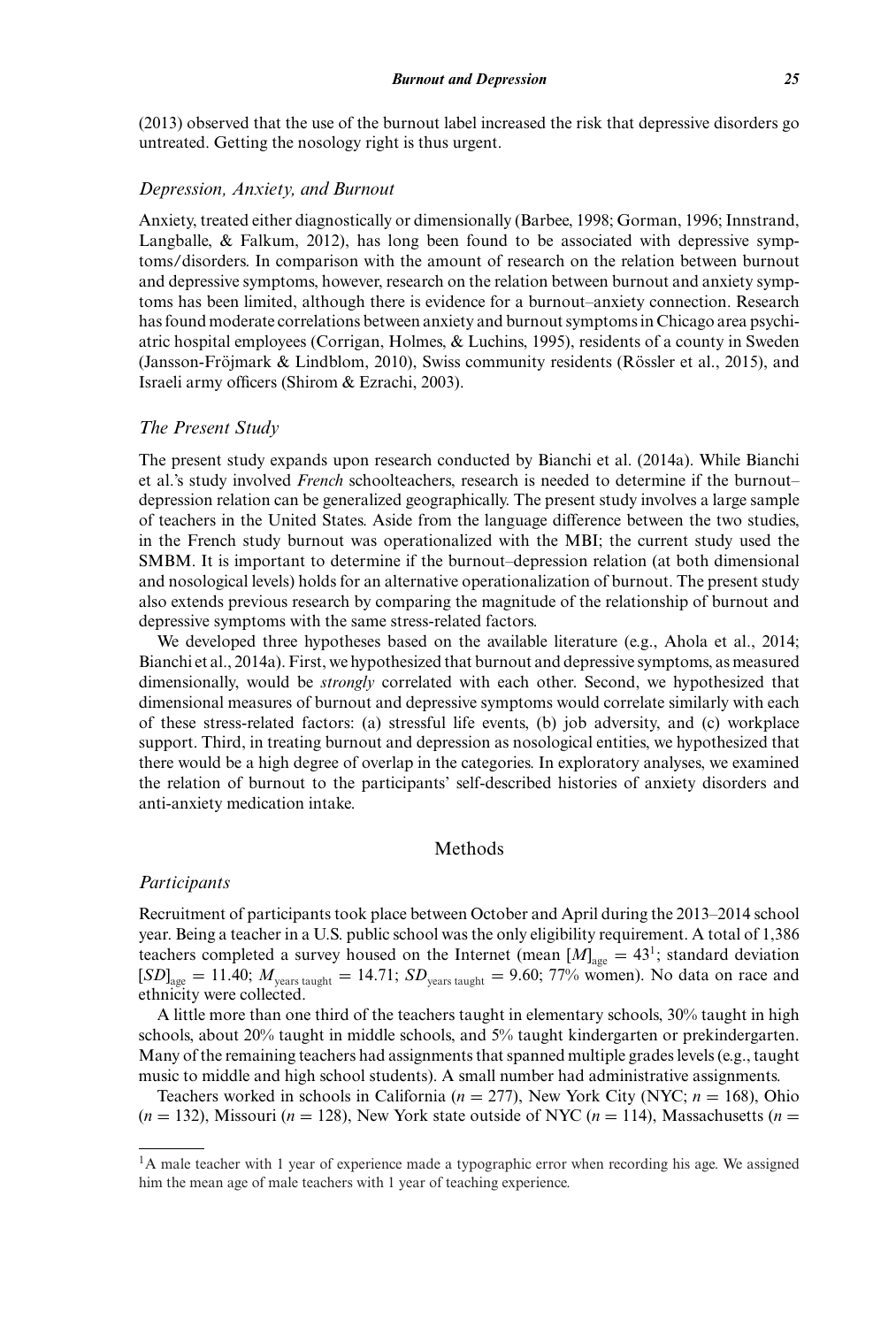(2013) observed that the use of the burnout label increased the risk that depressive disorders go untreated. Getting the nosology right is thus urgent.

### *Depression, Anxiety, and Burnout*

Anxiety, treated either diagnostically or dimensionally (Barbee, 1998; Gorman, 1996; Innstrand, Langballe, & Falkum, 2012), has long been found to be associated with depressive symptoms/disorders. In comparison with the amount of research on the relation between burnout and depressive symptoms, however, research on the relation between burnout and anxiety symptoms has been limited, although there is evidence for a burnout–anxiety connection. Research has found moderate correlations between anxiety and burnout symptoms in Chicago area psychiatric hospital employees (Corrigan, Holmes, & Luchins, 1995), residents of a county in Sweden (Jansson-Fröjmark & Lindblom, 2010), Swiss community residents (Rössler et al., 2015), and Israeli army officers (Shirom & Ezrachi, 2003).

### *The Present Study*

The present study expands upon research conducted by Bianchi et al. (2014a). While Bianchi et al.'s study involved *French* schoolteachers, research is needed to determine if the burnout–depression relation can be generalized geographically. The present study involves a large sample of teachers in the United States. Aside from the language difference between the two studies, in the French study burnout was operationalized with the MBI; the current study used the SMBM. It is important to determine if the burnout–depression relation (at both dimensional and nosological levels) holds for an alternative operationalization of burnout. The present study also extends previous research by comparing the magnitude of the relationship of burnout and depressive symptoms with the same stress-related factors.

We developed three hypotheses based on the available literature (e.g., Ahola et al., 2014; Bianchi et al., 2014a). First, we hypothesized that burnout and depressive symptoms, as measured dimensionally, would be *strongly* correlated with each other. Second, we hypothesized that dimensional measures of burnout and depressive symptoms would correlate similarly with each of these stress-related factors: (a) stressful life events, (b) job adversity, and (c) workplace support. Third, in treating burnout and depression as nosological entities, we hypothesized that there would be a high degree of overlap in the categories. In exploratory analyses, we examined the relation of burnout to the participants' self-described histories of anxiety disorders and anti-anxiety medication intake.

## Methods

### *Participants*

Recruitment of participants took place between October and April during the 2013–2014 school year. Being a teacher in a U.S. public school was the only eligibility requirement. A total of 1,386 teachers completed a survey housed on the Internet (mean $[M]_{age} = 43$[1]; standard deviation $[SD]_{age} = 11.40$; $M_{\text{years taught}} = 14.71$; $SD_{\text{years taught}} = 9.60$; 77% women). No data on race and ethnicity were collected.

A little more than one third of the teachers taught in elementary schools, 30% taught in high schools, about 20% taught in middle schools, and 5% taught kindergarten or prekindergarten. Many of the remaining teachers had assignments that spanned multiple grades levels (e.g., taught music to middle and high school students). A small number had administrative assignments.

Teachers worked in schools in California ($n = 277$), New York City (NYC; $n = 168$), Ohio ($n = 132$), Missouri ($n = 128$), New York state outside of NYC ($n = 114$), Massachusetts ($n =$

[1]A male teacher with 1 year of experience made a typographic error when recording his age. We assigned him the mean age of male teachers with 1 year of teaching experience.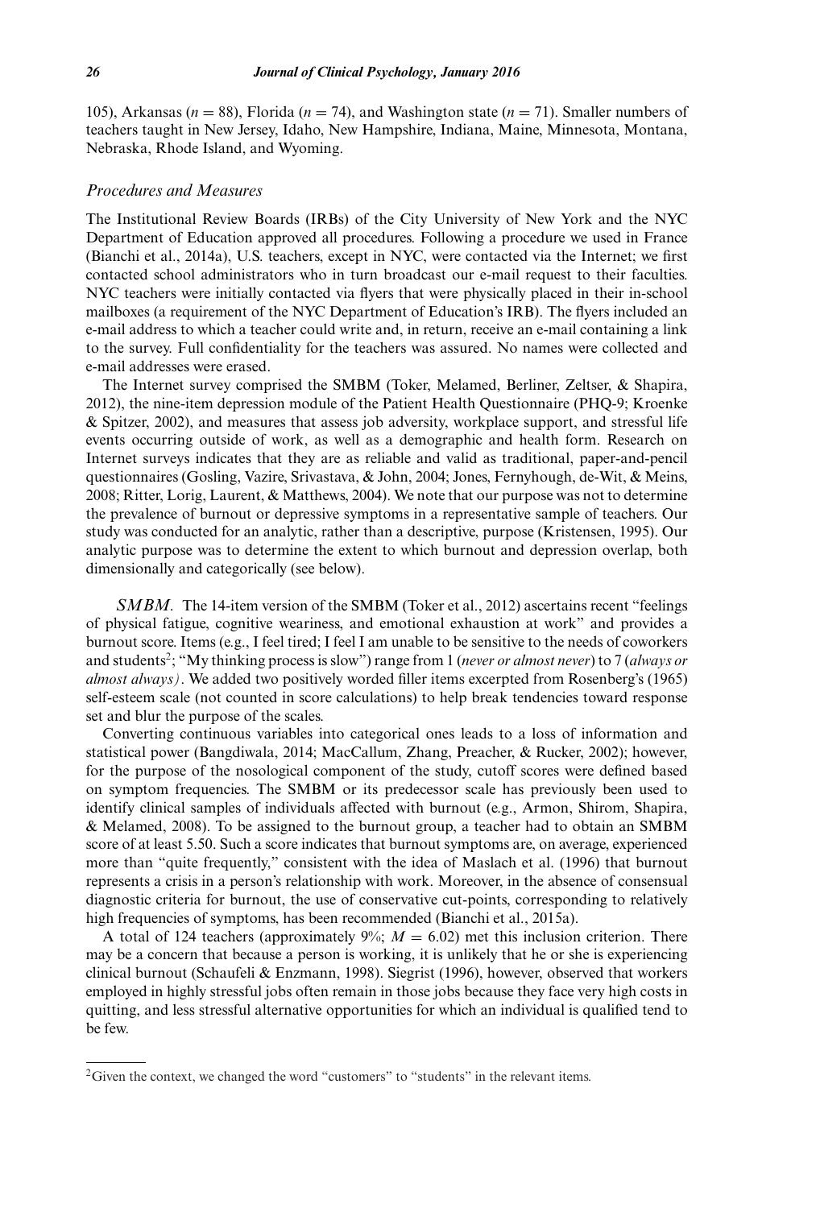105), Arkansas ($n = 88$), Florida ($n = 74$), and Washington state ($n = 71$). Smaller numbers of teachers taught in New Jersey, Idaho, New Hampshire, Indiana, Maine, Minnesota, Montana, Nebraska, Rhode Island, and Wyoming.

### *Procedures and Measures*

The Institutional Review Boards (IRBs) of the City University of New York and the NYC Department of Education approved all procedures. Following a procedure we used in France (Bianchi et al., 2014a), U.S. teachers, except in NYC, were contacted via the Internet; we first contacted school administrators who in turn broadcast our e-mail request to their faculties. NYC teachers were initially contacted via flyers that were physically placed in their in-school mailboxes (a requirement of the NYC Department of Education's IRB). The flyers included an e-mail address to which a teacher could write and, in return, receive an e-mail containing a link to the survey. Full confidentiality for the teachers was assured. No names were collected and e-mail addresses were erased.

The Internet survey comprised the SMBM (Toker, Melamed, Berliner, Zeltser, & Shapira, 2012), the nine-item depression module of the Patient Health Questionnaire (PHQ-9; Kroenke & Spitzer, 2002), and measures that assess job adversity, workplace support, and stressful life events occurring outside of work, as well as a demographic and health form. Research on Internet surveys indicates that they are as reliable and valid as traditional, paper-and-pencil questionnaires (Gosling, Vazire, Srivastava, & John, 2004; Jones, Fernyhough, de-Wit, & Meins, 2008; Ritter, Lorig, Laurent, & Matthews, 2004). We note that our purpose was not to determine the prevalence of burnout or depressive symptoms in a representative sample of teachers. Our study was conducted for an analytic, rather than a descriptive, purpose (Kristensen, 1995). Our analytic purpose was to determine the extent to which burnout and depression overlap, both dimensionally and categorically (see below).

*SMBM*. The 14-item version of the SMBM (Toker et al., 2012) ascertains recent "feelings of physical fatigue, cognitive weariness, and emotional exhaustion at work" and provides a burnout score. Items (e.g., I feel tired; I feel I am unable to be sensitive to the needs of coworkers and students[2]; "My thinking process is slow") range from 1 (*never or almost never*) to 7 (*always or almost always)*. We added two positively worded filler items excerpted from Rosenberg's (1965) self-esteem scale (not counted in score calculations) to help break tendencies toward response set and blur the purpose of the scales.

Converting continuous variables into categorical ones leads to a loss of information and statistical power (Bangdiwala, 2014; MacCallum, Zhang, Preacher, & Rucker, 2002); however, for the purpose of the nosological component of the study, cutoff scores were defined based on symptom frequencies. The SMBM or its predecessor scale has previously been used to identify clinical samples of individuals affected with burnout (e.g., Armon, Shirom, Shapira, & Melamed, 2008). To be assigned to the burnout group, a teacher had to obtain an SMBM score of at least 5.50. Such a score indicates that burnout symptoms are, on average, experienced more than "quite frequently," consistent with the idea of Maslach et al. (1996) that burnout represents a crisis in a person's relationship with work. Moreover, in the absence of consensual diagnostic criteria for burnout, the use of conservative cut-points, corresponding to relatively high frequencies of symptoms, has been recommended (Bianchi et al., 2015a).

A total of 124 teachers (approximately 9%; $M = 6.02$) met this inclusion criterion. There may be a concern that because a person is working, it is unlikely that he or she is experiencing clinical burnout (Schaufeli & Enzmann, 1998). Siegrist (1996), however, observed that workers employed in highly stressful jobs often remain in those jobs because they face very high costs in quitting, and less stressful alternative opportunities for which an individual is qualified tend to be few.

---

[2]Given the context, we changed the word "customers" to "students" in the relevant items.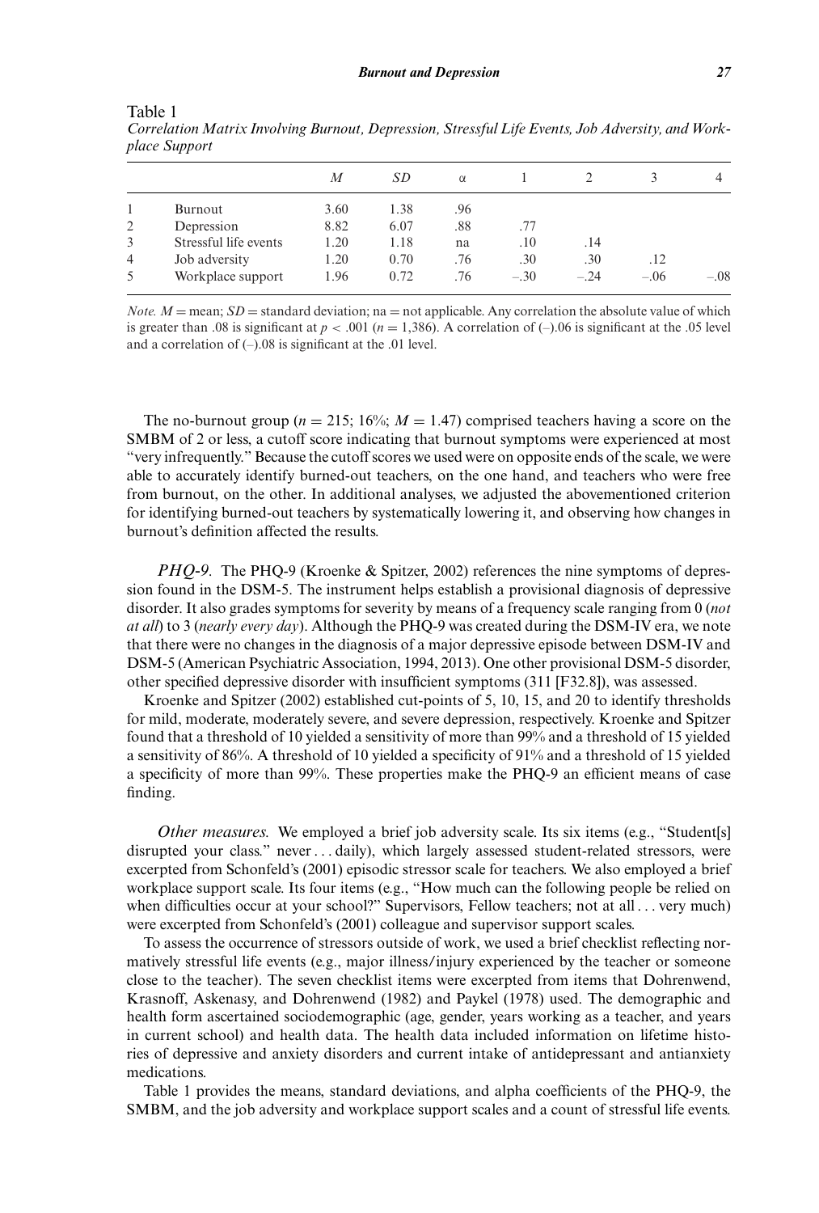Table 1
*Correlation Matrix Involving Burnout, Depression, Stressful Life Events, Job Adversity, and Workplace Support*

| | | *M* | *SD* | α | 1 | 2 | 3 | 4 |
|---|---|---|---|---|---|---|---|---|
| 1 | Burnout | 3.60 | 1.38 | .96 | | | | |
| 2 | Depression | 8.82 | 6.07 | .88 | .77 | | | |
| 3 | Stressful life events | 1.20 | 1.18 | na | .10 | .14 | | |
| 4 | Job adversity | 1.20 | 0.70 | .76 | .30 | .30 | .12 | |
| 5 | Workplace support | 1.96 | 0.72 | .76 | −.30 | −.24 | −.06 | −.08 |

*Note.* $M$ = mean; $SD$ = standard deviation; na = not applicable. Any correlation the absolute value of which is greater than .08 is significant at $p < .001$ ($n = 1{,}386$). A correlation of (–).06 is significant at the .05 level and a correlation of (–).08 is significant at the .01 level.

The no-burnout group ($n = 215$; 16%; $M = 1.47$) comprised teachers having a score on the SMBM of 2 or less, a cutoff score indicating that burnout symptoms were experienced at most "very infrequently." Because the cutoff scores we used were on opposite ends of the scale, we were able to accurately identify burned-out teachers, on the one hand, and teachers who were free from burnout, on the other. In additional analyses, we adjusted the abovementioned criterion for identifying burned-out teachers by systematically lowering it, and observing how changes in burnout's definition affected the results.

*PHQ-9.* The PHQ-9 (Kroenke & Spitzer, 2002) references the nine symptoms of depression found in the DSM-5. The instrument helps establish a provisional diagnosis of depressive disorder. It also grades symptoms for severity by means of a frequency scale ranging from 0 (*not at all*) to 3 (*nearly every day*). Although the PHQ-9 was created during the DSM-IV era, we note that there were no changes in the diagnosis of a major depressive episode between DSM-IV and DSM-5 (American Psychiatric Association, 1994, 2013). One other provisional DSM-5 disorder, other specified depressive disorder with insufficient symptoms (311 [F32.8]), was assessed.

Kroenke and Spitzer (2002) established cut-points of 5, 10, 15, and 20 to identify thresholds for mild, moderate, moderately severe, and severe depression, respectively. Kroenke and Spitzer found that a threshold of 10 yielded a sensitivity of more than 99% and a threshold of 15 yielded a sensitivity of 86%. A threshold of 10 yielded a specificity of 91% and a threshold of 15 yielded a specificity of more than 99%. These properties make the PHQ-9 an efficient means of case finding.

*Other measures.* We employed a brief job adversity scale. Its six items (e.g., "Student[s] disrupted your class." never . . . daily), which largely assessed student-related stressors, were excerpted from Schonfeld's (2001) episodic stressor scale for teachers. We also employed a brief workplace support scale. Its four items (e.g., "How much can the following people be relied on when difficulties occur at your school?" Supervisors, Fellow teachers; not at all . . . very much) were excerpted from Schonfeld's (2001) colleague and supervisor support scales.

To assess the occurrence of stressors outside of work, we used a brief checklist reflecting normatively stressful life events (e.g., major illness/injury experienced by the teacher or someone close to the teacher). The seven checklist items were excerpted from items that Dohrenwend, Krasnoff, Askenasy, and Dohrenwend (1982) and Paykel (1978) used. The demographic and health form ascertained sociodemographic (age, gender, years working as a teacher, and years in current school) and health data. The health data included information on lifetime histories of depressive and anxiety disorders and current intake of antidepressant and antianxiety medications.

Table 1 provides the means, standard deviations, and alpha coefficients of the PHQ-9, the SMBM, and the job adversity and workplace support scales and a count of stressful life events.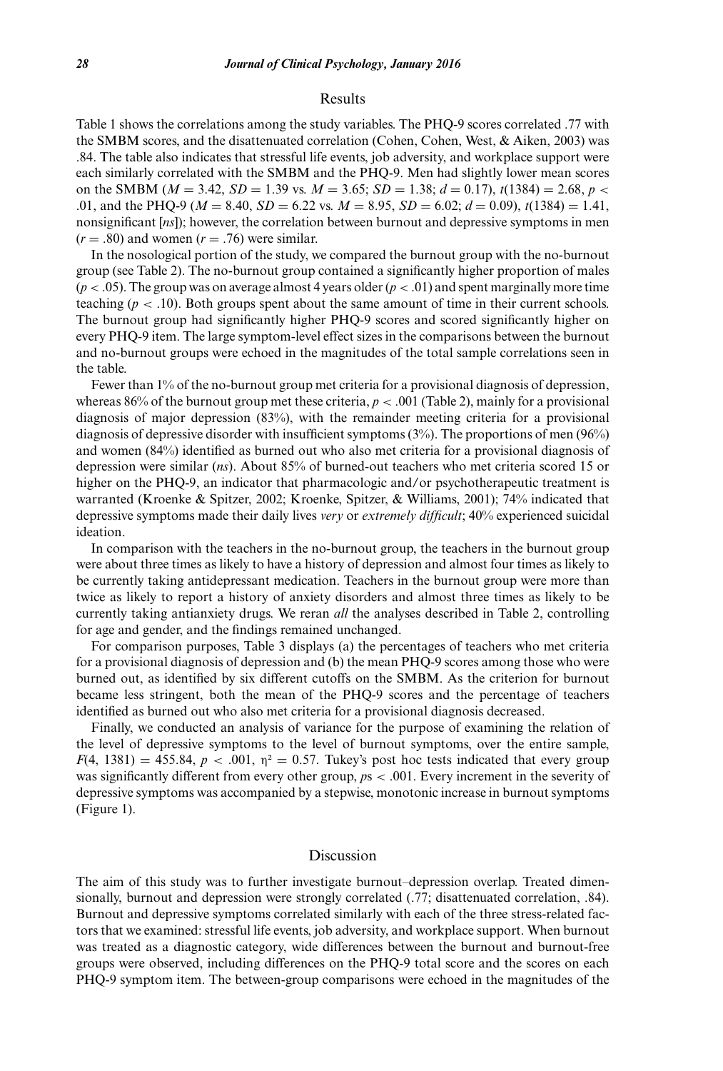## Results

Table 1 shows the correlations among the study variables. The PHQ-9 scores correlated .77 with the SMBM scores, and the disattenuated correlation (Cohen, Cohen, West, & Aiken, 2003) was .84. The table also indicates that stressful life events, job adversity, and workplace support were each similarly correlated with the SMBM and the PHQ-9. Men had slightly lower mean scores on the SMBM ($M = 3.42$, $SD = 1.39$ vs. $M = 3.65$; $SD = 1.38$; $d = 0.17$), $t(1384) = 2.68$, $p < .01$, and the PHQ-9 ($M = 8.40$, $SD = 6.22$ vs. $M = 8.95$, $SD = 6.02$; $d = 0.09$), $t(1384) = 1.41$, nonsignificant [*ns*]); however, the correlation between burnout and depressive symptoms in men ($r = .80$) and women ($r = .76$) were similar.

In the nosological portion of the study, we compared the burnout group with the no-burnout group (see Table 2). The no-burnout group contained a significantly higher proportion of males ($p < .05$). The group was on average almost 4 years older ($p < .01$) and spent marginally more time teaching ($p < .10$). Both groups spent about the same amount of time in their current schools. The burnout group had significantly higher PHQ-9 scores and scored significantly higher on every PHQ-9 item. The large symptom-level effect sizes in the comparisons between the burnout and no-burnout groups were echoed in the magnitudes of the total sample correlations seen in the table.

Fewer than 1% of the no-burnout group met criteria for a provisional diagnosis of depression, whereas 86% of the burnout group met these criteria, $p < .001$ (Table 2), mainly for a provisional diagnosis of major depression (83%), with the remainder meeting criteria for a provisional diagnosis of depressive disorder with insufficient symptoms (3%). The proportions of men (96%) and women (84%) identified as burned out who also met criteria for a provisional diagnosis of depression were similar (*ns*). About 85% of burned-out teachers who met criteria scored 15 or higher on the PHQ-9, an indicator that pharmacologic and/or psychotherapeutic treatment is warranted (Kroenke & Spitzer, 2002; Kroenke, Spitzer, & Williams, 2001); 74% indicated that depressive symptoms made their daily lives *very* or *extremely difficult*; 40% experienced suicidal ideation.

In comparison with the teachers in the no-burnout group, the teachers in the burnout group were about three times as likely to have a history of depression and almost four times as likely to be currently taking antidepressant medication. Teachers in the burnout group were more than twice as likely to report a history of anxiety disorders and almost three times as likely to be currently taking antianxiety drugs. We reran *all* the analyses described in Table 2, controlling for age and gender, and the findings remained unchanged.

For comparison purposes, Table 3 displays (a) the percentages of teachers who met criteria for a provisional diagnosis of depression and (b) the mean PHQ-9 scores among those who were burned out, as identified by six different cutoffs on the SMBM. As the criterion for burnout became less stringent, both the mean of the PHQ-9 scores and the percentage of teachers identified as burned out who also met criteria for a provisional diagnosis decreased.

Finally, we conducted an analysis of variance for the purpose of examining the relation of the level of depressive symptoms to the level of burnout symptoms, over the entire sample, $F(4, 1381) = 455.84$, $p < .001$, $\eta^2 = 0.57$. Tukey's post hoc tests indicated that every group was significantly different from every other group, *p*s < .001. Every increment in the severity of depressive symptoms was accompanied by a stepwise, monotonic increase in burnout symptoms (Figure 1).

## Discussion

The aim of this study was to further investigate burnout–depression overlap. Treated dimensionally, burnout and depression were strongly correlated (.77; disattenuated correlation, .84). Burnout and depressive symptoms correlated similarly with each of the three stress-related factors that we examined: stressful life events, job adversity, and workplace support. When burnout was treated as a diagnostic category, wide differences between the burnout and burnout-free groups were observed, including differences on the PHQ-9 total score and the scores on each PHQ-9 symptom item. The between-group comparisons were echoed in the magnitudes of the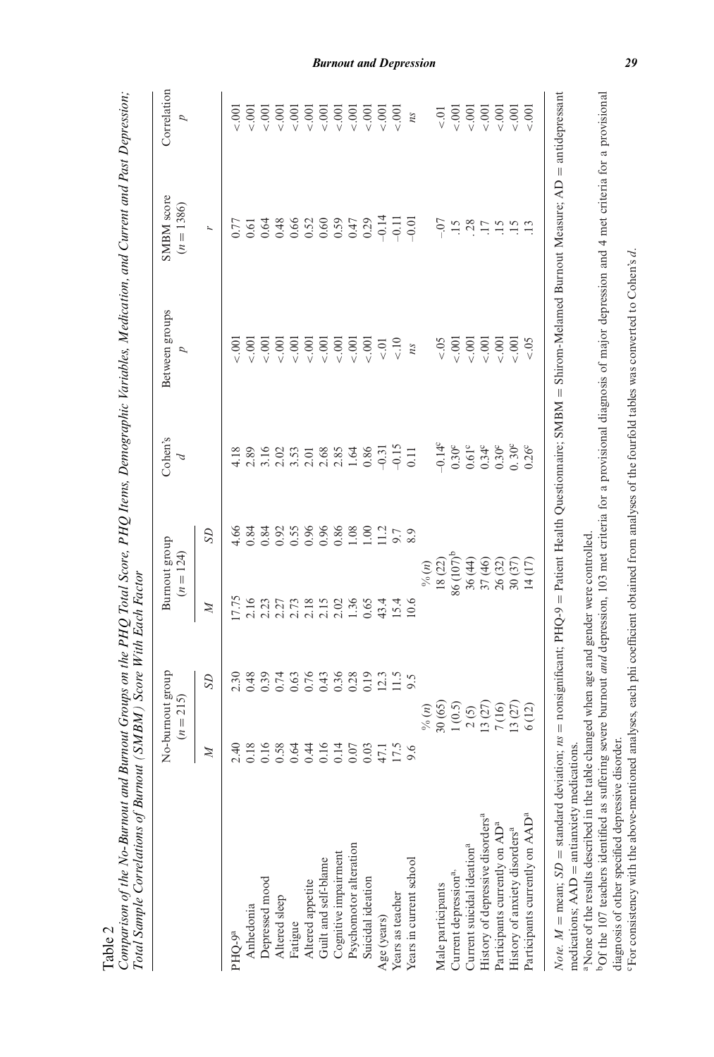Table 2
*Comparison of the No-Burnout and Burnout Groups on the PHQ Total Score, PHQ Items, Demographic Variables, Medication, and Current and Past Depression; Total Sample Correlations of Burnout (SMBM) Score With Each Factor*

| | No-burnout group ($n = 215$) | | Burnout group ($n = 124$) | | Cohen's $d$ | Between groups $p$ | SMBM score ($n = 1386$) | Correlation $p$ |
|---|---|---|---|---|---|---|---|---|
| | $M$ | $SD$ | $M$ | $SD$ | | | $r$ | |
| PHQ-9[a] | 2.40 | 2.30 | 17.75 | 4.66 | 4.18 | <.001 | 0.77 | <.001 |
| Anhedonia | 0.18 | 0.48 | 2.16 | 0.84 | 2.89 | <.001 | 0.61 | <.001 |
| Depressed mood | 0.16 | 0.39 | 2.23 | 0.84 | 3.16 | <.001 | 0.64 | <.001 |
| Altered sleep | 0.58 | 0.74 | 2.27 | 0.92 | 2.02 | <.001 | 0.48 | <.001 |
| Fatigue | 0.64 | 0.63 | 2.73 | 0.55 | 3.53 | <.001 | 0.66 | <.001 |
| Altered appetite | 0.44 | 0.76 | 2.18 | 0.96 | 2.01 | <.001 | 0.52 | <.001 |
| Guilt and self-blame | 0.16 | 0.43 | 2.15 | 0.96 | 2.68 | <.001 | 0.60 | <.001 |
| Cognitive impairment | 0.14 | 0.36 | 2.02 | 0.86 | 2.85 | <.001 | 0.59 | <.001 |
| Psychomotor alteration | 0.07 | 0.28 | 1.36 | 1.08 | 1.64 | <.001 | 0.47 | <.001 |
| Suicidal ideation | 0.03 | 0.19 | 0.65 | 1.00 | 0.86 | <.001 | 0.29 | <.001 |
| Age (years) | 47.1 | 12.3 | 43.4 | 11.2 | −0.31 | <.01 | −0.14 | <.001 |
| Years as teacher | 17.5 | 11.5 | 15.4 | 9.7 | −0.15 | <.10 | −0.11 | <.001 |
| Years in current school | 9.6 | 9.5 | 10.6 | 8.9 | 0.11 | *ns* | −0.01 | *ns* |
| | % ($n$) | | % ($n$) | | | | | |
| Male participants | 30 (65) | | 18 (22) | | −0.14[c] | <.05 | −.07 | <.01 |
| Current depression[a] | 1 (0.5) | | 86 (107)[b] | | 0.30[c] | <.001 | .15 | <.001 |
| Current suicidal ideation[a] | 2 (5) | | 36 (44) | | 0.61[c] | <.001 | .28 | <.001 |
| History of depressive disorders[a] | 13 (27) | | 37 (46) | | 0.34[c] | <.001 | .17 | <.001 |
| Participants currently on AD[a] | 7 (16) | | 26 (32) | | 0.30[c] | <.001 | .15 | <.001 |
| History of anxiety disorders[a] | 13 (27) | | 30 (37) | | 0.30[c] | <.001 | .15 | <.001 |
| Participants currently on AAD[a] | 6 (12) | | 14 (17) | | 0.26[c] | <.05 | .13 | <.001 |

*Note.* $M$ = mean; $SD$ = standard deviation; *ns* = nonsignificant; PHQ-9 = Patient Health Questionnaire; SMBM = Shirom-Melamed Burnout Measure; AD = antidepressant medications; AAD = antianxiety medications.
[a]None of the results described in the table changed when age and gender were controlled.
[b]Of the 107 teachers identified as suffering severe burnout *and* depression, 103 met criteria for a provisional diagnosis of major depression and 4 met criteria for a provisional diagnosis of other specified depressive disorder.
[c]For consistency with the above-mentioned analyses, each phi coefficient obtained from analyses of the fourfold tables was converted to Cohen's $d$.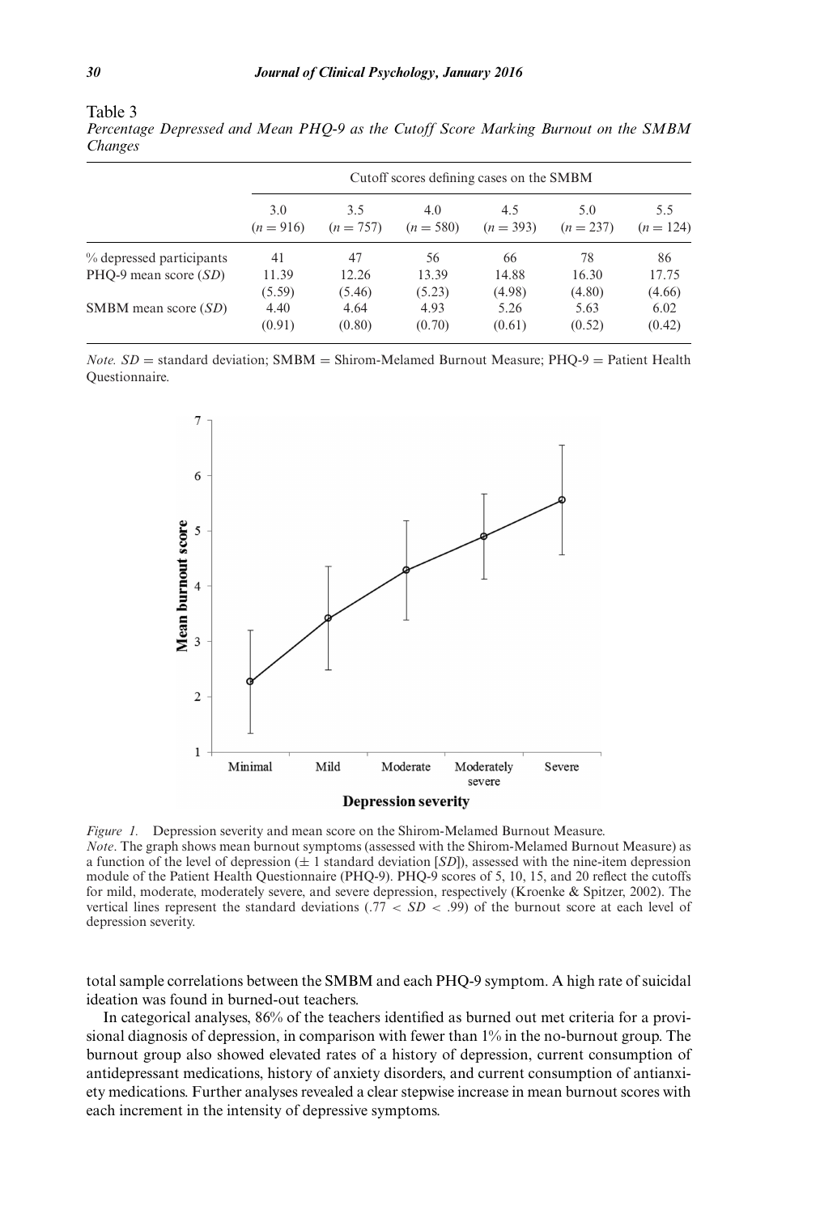Table 3

*Percentage Depressed and Mean PHQ-9 as the Cutoff Score Marking Burnout on the SMBM Changes*

| | Cutoff scores defining cases on the SMBM | | | | | |
|---|---|---|---|---|---|---|
| | 3.0 ($n = 916$) | 3.5 ($n = 757$) | 4.0 ($n = 580$) | 4.5 ($n = 393$) | 5.0 ($n = 237$) | 5.5 ($n = 124$) |
| % depressed participants | 41 | 47 | 56 | 66 | 78 | 86 |
| PHQ-9 mean score (*SD*) | 11.39 (5.59) | 12.26 (5.46) | 13.39 (5.23) | 14.88 (4.98) | 16.30 (4.80) | 17.75 (4.66) |
| SMBM mean score (*SD*) | 4.40 (0.91) | 4.64 (0.80) | 4.93 (0.70) | 5.26 (0.61) | 5.63 (0.52) | 6.02 (0.42) |

*Note.* $SD$ = standard deviation; SMBM = Shirom-Melamed Burnout Measure; PHQ-9 = Patient Health Questionnaire.

*Figure 1.* Depression severity and mean score on the Shirom-Melamed Burnout Measure.
*Note*. The graph shows mean burnout symptoms (assessed with the Shirom-Melamed Burnout Measure) as a function of the level of depression (± 1 standard deviation [*SD*]), assessed with the nine-item depression module of the Patient Health Questionnaire (PHQ-9). PHQ-9 scores of 5, 10, 15, and 20 reflect the cutoffs for mild, moderate, moderately severe, and severe depression, respectively (Kroenke & Spitzer, 2002). The vertical lines represent the standard deviations ($.77 < SD < .99$) of the burnout score at each level of depression severity.

total sample correlations between the SMBM and each PHQ-9 symptom. A high rate of suicidal ideation was found in burned-out teachers.

In categorical analyses, 86% of the teachers identified as burned out met criteria for a provisional diagnosis of depression, in comparison with fewer than 1% in the no-burnout group. The burnout group also showed elevated rates of a history of depression, current consumption of antidepressant medications, history of anxiety disorders, and current consumption of antianxiety medications. Further analyses revealed a clear stepwise increase in mean burnout scores with each increment in the intensity of depressive symptoms.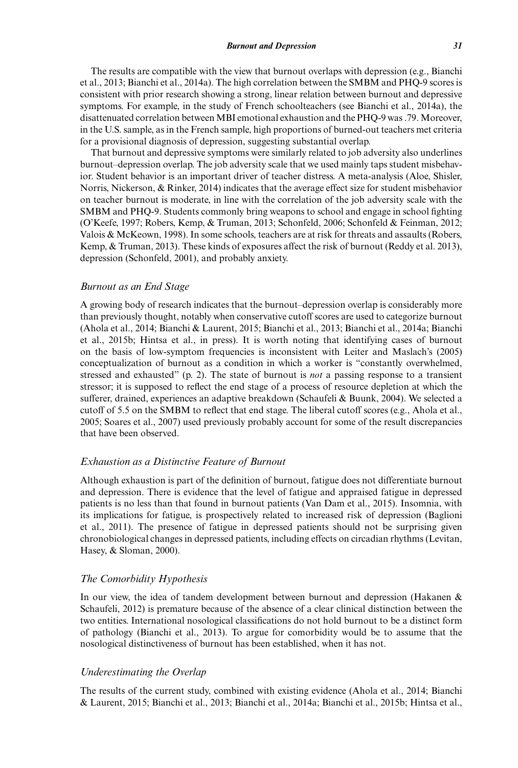The results are compatible with the view that burnout overlaps with depression (e.g., Bianchi et al., 2013; Bianchi et al., 2014a). The high correlation between the SMBM and PHQ-9 scores is consistent with prior research showing a strong, linear relation between burnout and depressive symptoms. For example, in the study of French schoolteachers (see Bianchi et al., 2014a), the disattenuated correlation between MBI emotional exhaustion and the PHQ-9 was .79. Moreover, in the U.S. sample, as in the French sample, high proportions of burned-out teachers met criteria for a provisional diagnosis of depression, suggesting substantial overlap.

That burnout and depressive symptoms were similarly related to job adversity also underlines burnout–depression overlap. The job adversity scale that we used mainly taps student misbehavior. Student behavior is an important driver of teacher distress. A meta-analysis (Aloe, Shisler, Norris, Nickerson, & Rinker, 2014) indicates that the average effect size for student misbehavior on teacher burnout is moderate, in line with the correlation of the job adversity scale with the SMBM and PHQ-9. Students commonly bring weapons to school and engage in school fighting (O'Keefe, 1997; Robers, Kemp, & Truman, 2013; Schonfeld, 2006; Schonfeld & Feinman, 2012; Valois & McKeown, 1998). In some schools, teachers are at risk for threats and assaults (Robers, Kemp, & Truman, 2013). These kinds of exposures affect the risk of burnout (Reddy et al. 2013), depression (Schonfeld, 2001), and probably anxiety.

### *Burnout as an End Stage*

A growing body of research indicates that the burnout–depression overlap is considerably more than previously thought, notably when conservative cutoff scores are used to categorize burnout (Ahola et al., 2014; Bianchi & Laurent, 2015; Bianchi et al., 2013; Bianchi et al., 2014a; Bianchi et al., 2015b; Hintsa et al., in press). It is worth noting that identifying cases of burnout on the basis of low-symptom frequencies is inconsistent with Leiter and Maslach's (2005) conceptualization of burnout as a condition in which a worker is "constantly overwhelmed, stressed and exhausted" (p. 2). The state of burnout is *not* a passing response to a transient stressor; it is supposed to reflect the end stage of a process of resource depletion at which the sufferer, drained, experiences an adaptive breakdown (Schaufeli & Buunk, 2004). We selected a cutoff of 5.5 on the SMBM to reflect that end stage. The liberal cutoff scores (e.g., Ahola et al., 2005; Soares et al., 2007) used previously probably account for some of the result discrepancies that have been observed.

### *Exhaustion as a Distinctive Feature of Burnout*

Although exhaustion is part of the definition of burnout, fatigue does not differentiate burnout and depression. There is evidence that the level of fatigue and appraised fatigue in depressed patients is no less than that found in burnout patients (Van Dam et al., 2015). Insomnia, with its implications for fatigue, is prospectively related to increased risk of depression (Baglioni et al., 2011). The presence of fatigue in depressed patients should not be surprising given chronobiological changes in depressed patients, including effects on circadian rhythms (Levitan, Hasey, & Sloman, 2000).

### *The Comorbidity Hypothesis*

In our view, the idea of tandem development between burnout and depression (Hakanen & Schaufeli, 2012) is premature because of the absence of a clear clinical distinction between the two entities. International nosological classifications do not hold burnout to be a distinct form of pathology (Bianchi et al., 2013). To argue for comorbidity would be to assume that the nosological distinctiveness of burnout has been established, when it has not.

### *Underestimating the Overlap*

The results of the current study, combined with existing evidence (Ahola et al., 2014; Bianchi & Laurent, 2015; Bianchi et al., 2013; Bianchi et al., 2014a; Bianchi et al., 2015b; Hintsa et al.,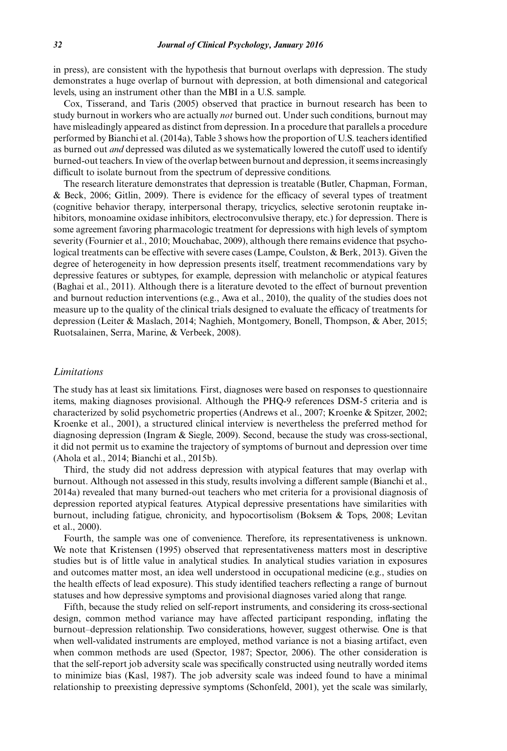in press), are consistent with the hypothesis that burnout overlaps with depression. The study demonstrates a huge overlap of burnout with depression, at both dimensional and categorical levels, using an instrument other than the MBI in a U.S. sample.

Cox, Tisserand, and Taris (2005) observed that practice in burnout research has been to study burnout in workers who are actually *not* burned out. Under such conditions, burnout may have misleadingly appeared as distinct from depression. In a procedure that parallels a procedure performed by Bianchi et al. (2014a), Table 3 shows how the proportion of U.S. teachers identified as burned out *and* depressed was diluted as we systematically lowered the cutoff used to identify burned-out teachers. In view of the overlap between burnout and depression, it seems increasingly difficult to isolate burnout from the spectrum of depressive conditions.

The research literature demonstrates that depression is treatable (Butler, Chapman, Forman, & Beck, 2006; Gitlin, 2009). There is evidence for the efficacy of several types of treatment (cognitive behavior therapy, interpersonal therapy, tricyclics, selective serotonin reuptake inhibitors, monoamine oxidase inhibitors, electroconvulsive therapy, etc.) for depression. There is some agreement favoring pharmacologic treatment for depressions with high levels of symptom severity (Fournier et al., 2010; Mouchabac, 2009), although there remains evidence that psychological treatments can be effective with severe cases (Lampe, Coulston, & Berk, 2013). Given the degree of heterogeneity in how depression presents itself, treatment recommendations vary by depressive features or subtypes, for example, depression with melancholic or atypical features (Baghai et al., 2011). Although there is a literature devoted to the effect of burnout prevention and burnout reduction interventions (e.g., Awa et al., 2010), the quality of the studies does not measure up to the quality of the clinical trials designed to evaluate the efficacy of treatments for depression (Leiter & Maslach, 2014; Naghieh, Montgomery, Bonell, Thompson, & Aber, 2015; Ruotsalainen, Serra, Marine, & Verbeek, 2008).

### *Limitations*

The study has at least six limitations. First, diagnoses were based on responses to questionnaire items, making diagnoses provisional. Although the PHQ-9 references DSM-5 criteria and is characterized by solid psychometric properties (Andrews et al., 2007; Kroenke & Spitzer, 2002; Kroenke et al., 2001), a structured clinical interview is nevertheless the preferred method for diagnosing depression (Ingram & Siegle, 2009). Second, because the study was cross-sectional, it did not permit us to examine the trajectory of symptoms of burnout and depression over time (Ahola et al., 2014; Bianchi et al., 2015b).

Third, the study did not address depression with atypical features that may overlap with burnout. Although not assessed in this study, results involving a different sample (Bianchi et al., 2014a) revealed that many burned-out teachers who met criteria for a provisional diagnosis of depression reported atypical features. Atypical depressive presentations have similarities with burnout, including fatigue, chronicity, and hypocortisolism (Boksem & Tops, 2008; Levitan et al., 2000).

Fourth, the sample was one of convenience. Therefore, its representativeness is unknown. We note that Kristensen (1995) observed that representativeness matters most in descriptive studies but is of little value in analytical studies. In analytical studies variation in exposures and outcomes matter most, an idea well understood in occupational medicine (e.g., studies on the health effects of lead exposure). This study identified teachers reflecting a range of burnout statuses and how depressive symptoms and provisional diagnoses varied along that range.

Fifth, because the study relied on self-report instruments, and considering its cross-sectional design, common method variance may have affected participant responding, inflating the burnout–depression relationship. Two considerations, however, suggest otherwise. One is that when well-validated instruments are employed, method variance is not a biasing artifact, even when common methods are used (Spector, 1987; Spector, 2006). The other consideration is that the self-report job adversity scale was specifically constructed using neutrally worded items to minimize bias (Kasl, 1987). The job adversity scale was indeed found to have a minimal relationship to preexisting depressive symptoms (Schonfeld, 2001), yet the scale was similarly,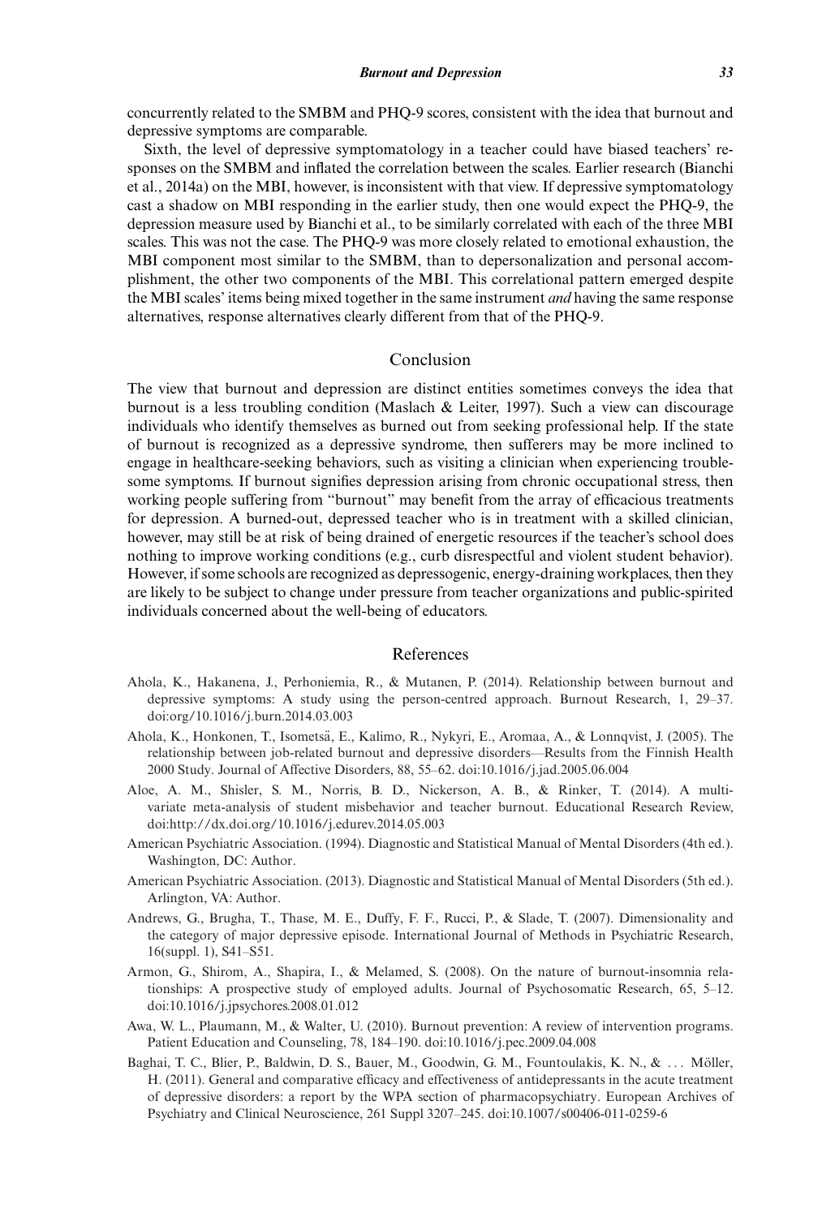concurrently related to the SMBM and PHQ-9 scores, consistent with the idea that burnout and depressive symptoms are comparable.

Sixth, the level of depressive symptomatology in a teacher could have biased teachers' responses on the SMBM and inflated the correlation between the scales. Earlier research (Bianchi et al., 2014a) on the MBI, however, is inconsistent with that view. If depressive symptomatology cast a shadow on MBI responding in the earlier study, then one would expect the PHQ-9, the depression measure used by Bianchi et al., to be similarly correlated with each of the three MBI scales. This was not the case. The PHQ-9 was more closely related to emotional exhaustion, the MBI component most similar to the SMBM, than to depersonalization and personal accomplishment, the other two components of the MBI. This correlational pattern emerged despite the MBI scales' items being mixed together in the same instrument *and* having the same response alternatives, response alternatives clearly different from that of the PHQ-9.

## Conclusion

The view that burnout and depression are distinct entities sometimes conveys the idea that burnout is a less troubling condition (Maslach & Leiter, 1997). Such a view can discourage individuals who identify themselves as burned out from seeking professional help. If the state of burnout is recognized as a depressive syndrome, then sufferers may be more inclined to engage in healthcare-seeking behaviors, such as visiting a clinician when experiencing troublesome symptoms. If burnout signifies depression arising from chronic occupational stress, then working people suffering from "burnout" may benefit from the array of efficacious treatments for depression. A burned-out, depressed teacher who is in treatment with a skilled clinician, however, may still be at risk of being drained of energetic resources if the teacher's school does nothing to improve working conditions (e.g., curb disrespectful and violent student behavior). However, if some schools are recognized as depressogenic, energy-draining workplaces, then they are likely to be subject to change under pressure from teacher organizations and public-spirited individuals concerned about the well-being of educators.

## References

Ahola, K., Hakanena, J., Perhoniemia, R., & Mutanen, P. (2014). Relationship between burnout and depressive symptoms: A study using the person-centred approach. Burnout Research, 1, 29–37. doi:org/10.1016/j.burn.2014.03.003

Ahola, K., Honkonen, T., Isometsä, E., Kalimo, R., Nykyri, E., Aromaa, A., & Lonnqvist, J. (2005). The relationship between job-related burnout and depressive disorders—Results from the Finnish Health 2000 Study. Journal of Affective Disorders, 88, 55–62. doi:10.1016/j.jad.2005.06.004

Aloe, A. M., Shisler, S. M., Norris, B. D., Nickerson, A. B., & Rinker, T. (2014). A multivariate meta-analysis of student misbehavior and teacher burnout. Educational Research Review, doi:http://dx.doi.org/10.1016/j.edurev.2014.05.003

American Psychiatric Association. (1994). Diagnostic and Statistical Manual of Mental Disorders (4th ed.). Washington, DC: Author.

American Psychiatric Association. (2013). Diagnostic and Statistical Manual of Mental Disorders (5th ed.). Arlington, VA: Author.

Andrews, G., Brugha, T., Thase, M. E., Duffy, F. F., Rucci, P., & Slade, T. (2007). Dimensionality and the category of major depressive episode. International Journal of Methods in Psychiatric Research, 16(suppl. 1), S41–S51.

Armon, G., Shirom, A., Shapira, I., & Melamed, S. (2008). On the nature of burnout-insomnia relationships: A prospective study of employed adults. Journal of Psychosomatic Research, 65, 5–12. doi:10.1016/j.jpsychores.2008.01.012

Awa, W. L., Plaumann, M., & Walter, U. (2010). Burnout prevention: A review of intervention programs. Patient Education and Counseling, 78, 184–190. doi:10.1016/j.pec.2009.04.008

Baghai, T. C., Blier, P., Baldwin, D. S., Bauer, M., Goodwin, G. M., Fountoulakis, K. N., & . . . Möller, H. (2011). General and comparative efficacy and effectiveness of antidepressants in the acute treatment of depressive disorders: a report by the WPA section of pharmacopsychiatry. European Archives of Psychiatry and Clinical Neuroscience, 261 Suppl 3207–245. doi:10.1007/s00406-011-0259-6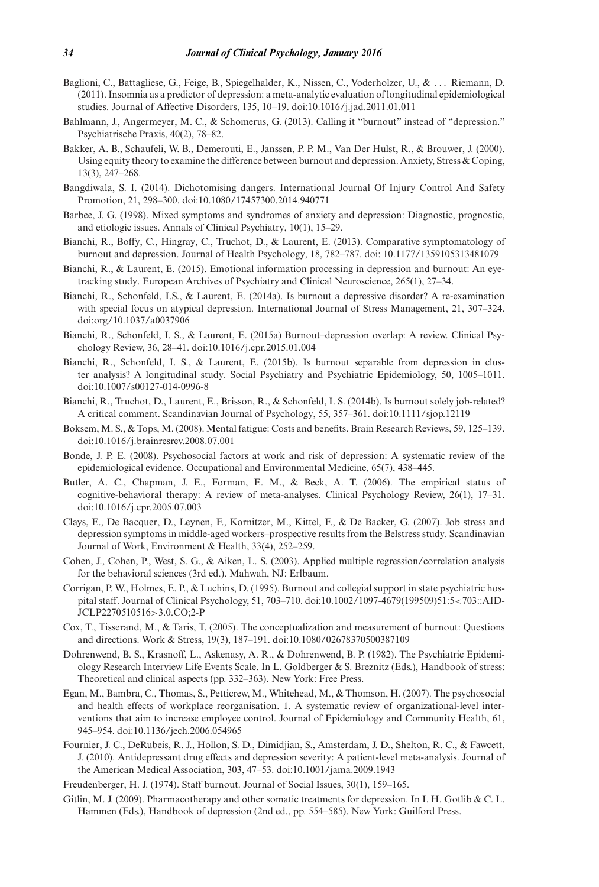Baglioni, C., Battagliese, G., Feige, B., Spiegelhalder, K., Nissen, C., Voderholzer, U., & . . . Riemann, D. (2011). Insomnia as a predictor of depression: a meta-analytic evaluation of longitudinal epidemiological studies. Journal of Affective Disorders, 135, 10–19. doi:10.1016/j.jad.2011.01.011

Bahlmann, J., Angermeyer, M. C., & Schomerus, G. (2013). Calling it "burnout" instead of "depression." Psychiatrische Praxis, 40(2), 78–82.

Bakker, A. B., Schaufeli, W. B., Demerouti, E., Janssen, P. P. M., Van Der Hulst, R., & Brouwer, J. (2000). Using equity theory to examine the difference between burnout and depression. Anxiety, Stress & Coping, 13(3), 247–268.

Bangdiwala, S. I. (2014). Dichotomising dangers. International Journal Of Injury Control And Safety Promotion, 21, 298–300. doi:10.1080/17457300.2014.940771

Barbee, J. G. (1998). Mixed symptoms and syndromes of anxiety and depression: Diagnostic, prognostic, and etiologic issues. Annals of Clinical Psychiatry, 10(1), 15–29.

Bianchi, R., Boffy, C., Hingray, C., Truchot, D., & Laurent, E. (2013). Comparative symptomatology of burnout and depression. Journal of Health Psychology, 18, 782–787. doi: 10.1177/1359105313481079

Bianchi, R., & Laurent, E. (2015). Emotional information processing in depression and burnout: An eye-tracking study. European Archives of Psychiatry and Clinical Neuroscience, 265(1), 27–34.

Bianchi, R., Schonfeld, I.S., & Laurent, E. (2014a). Is burnout a depressive disorder? A re-examination with special focus on atypical depression. International Journal of Stress Management, 21, 307–324. doi:org/10.1037/a0037906

Bianchi, R., Schonfeld, I. S., & Laurent, E. (2015a) Burnout–depression overlap: A review. Clinical Psychology Review, 36, 28–41. doi:10.1016/j.cpr.2015.01.004

Bianchi, R., Schonfeld, I. S., & Laurent, E. (2015b). Is burnout separable from depression in cluster analysis? A longitudinal study. Social Psychiatry and Psychiatric Epidemiology, 50, 1005–1011. doi:10.1007/s00127-014-0996-8

Bianchi, R., Truchot, D., Laurent, E., Brisson, R., & Schonfeld, I. S. (2014b). Is burnout solely job-related? A critical comment. Scandinavian Journal of Psychology, 55, 357–361. doi:10.1111/sjop.12119

Boksem, M. S., & Tops, M. (2008). Mental fatigue: Costs and benefits. Brain Research Reviews, 59, 125–139. doi:10.1016/j.brainresrev.2008.07.001

Bonde, J. P. E. (2008). Psychosocial factors at work and risk of depression: A systematic review of the epidemiological evidence. Occupational and Environmental Medicine, 65(7), 438–445.

Butler, A. C., Chapman, J. E., Forman, E. M., & Beck, A. T. (2006). The empirical status of cognitive-behavioral therapy: A review of meta-analyses. Clinical Psychology Review, 26(1), 17–31. doi:10.1016/j.cpr.2005.07.003

Clays, E., De Bacquer, D., Leynen, F., Kornitzer, M., Kittel, F., & De Backer, G. (2007). Job stress and depression symptoms in middle-aged workers–prospective results from the Belstress study. Scandinavian Journal of Work, Environment & Health, 33(4), 252–259.

Cohen, J., Cohen, P., West, S. G., & Aiken, L. S. (2003). Applied multiple regression/correlation analysis for the behavioral sciences (3rd ed.). Mahwah, NJ: Erlbaum.

Corrigan, P. W., Holmes, E. P., & Luchins, D. (1995). Burnout and collegial support in state psychiatric hospital staff. Journal of Clinical Psychology, 51, 703–710. doi:10.1002/1097-4679(199509)51:5<703::AID-JCLP2270510516>3.0.CO;2-P

Cox, T., Tisserand, M., & Taris, T. (2005). The conceptualization and measurement of burnout: Questions and directions. Work & Stress, 19(3), 187–191. doi:10.1080/02678370500387109

Dohrenwend, B. S., Krasnoff, L., Askenasy, A. R., & Dohrenwend, B. P. (1982). The Psychiatric Epidemiology Research Interview Life Events Scale. In L. Goldberger & S. Breznitz (Eds.), Handbook of stress: Theoretical and clinical aspects (pp. 332–363). New York: Free Press.

Egan, M., Bambra, C., Thomas, S., Petticrew, M., Whitehead, M., & Thomson, H. (2007). The psychosocial and health effects of workplace reorganisation. 1. A systematic review of organizational-level interventions that aim to increase employee control. Journal of Epidemiology and Community Health, 61, 945–954. doi:10.1136/jech.2006.054965

Fournier, J. C., DeRubeis, R. J., Hollon, S. D., Dimidjian, S., Amsterdam, J. D., Shelton, R. C., & Fawcett, J. (2010). Antidepressant drug effects and depression severity: A patient-level meta-analysis. Journal of the American Medical Association, 303, 47–53. doi:10.1001/jama.2009.1943

Freudenberger, H. J. (1974). Staff burnout. Journal of Social Issues, 30(1), 159–165.

Gitlin, M. J. (2009). Pharmacotherapy and other somatic treatments for depression. In I. H. Gotlib & C. L. Hammen (Eds.), Handbook of depression (2nd ed., pp. 554–585). New York: Guilford Press.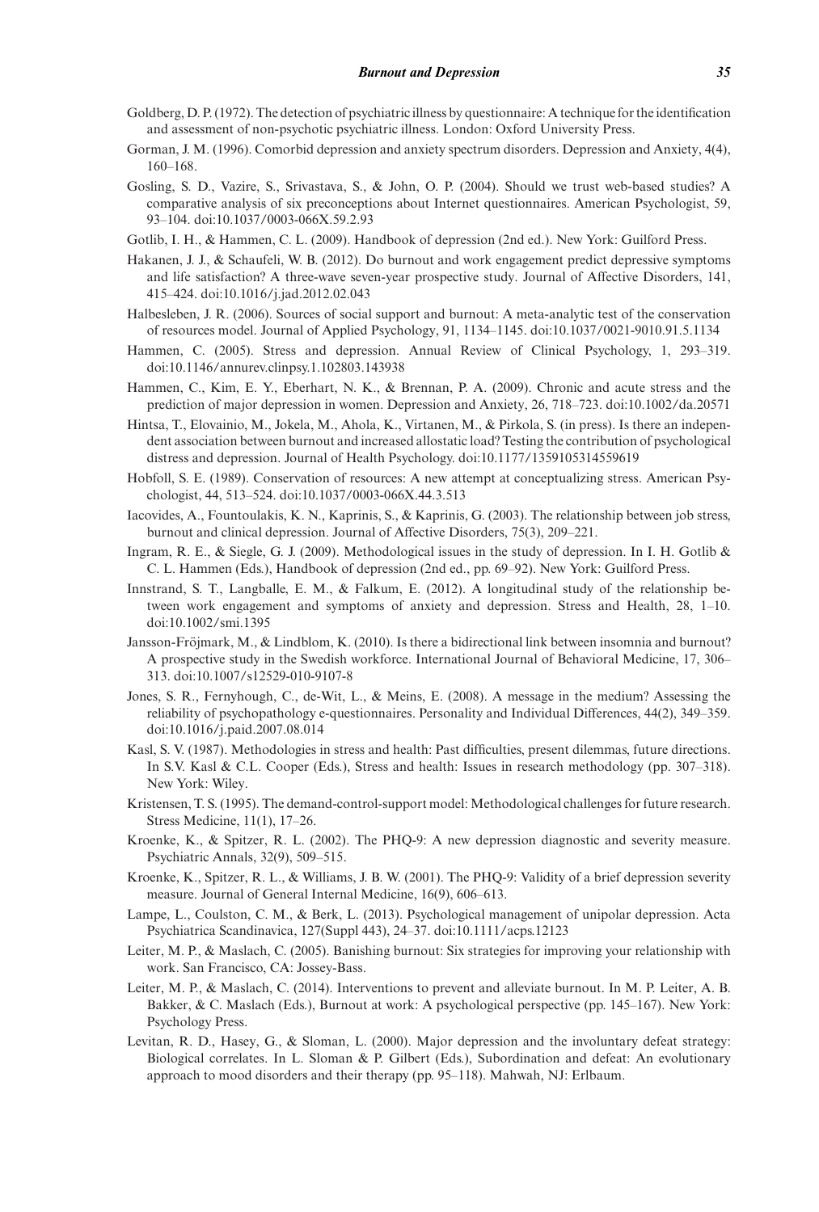Goldberg, D. P. (1972). The detection of psychiatric illness by questionnaire: A technique for the identification and assessment of non-psychotic psychiatric illness. London: Oxford University Press.

Gorman, J. M. (1996). Comorbid depression and anxiety spectrum disorders. Depression and Anxiety, 4(4), 160–168.

Gosling, S. D., Vazire, S., Srivastava, S., & John, O. P. (2004). Should we trust web-based studies? A comparative analysis of six preconceptions about Internet questionnaires. American Psychologist, 59, 93–104. doi:10.1037/0003-066X.59.2.93

Gotlib, I. H., & Hammen, C. L. (2009). Handbook of depression (2nd ed.). New York: Guilford Press.

Hakanen, J. J., & Schaufeli, W. B. (2012). Do burnout and work engagement predict depressive symptoms and life satisfaction? A three-wave seven-year prospective study. Journal of Affective Disorders, 141, 415–424. doi:10.1016/j.jad.2012.02.043

Halbesleben, J. R. (2006). Sources of social support and burnout: A meta-analytic test of the conservation of resources model. Journal of Applied Psychology, 91, 1134–1145. doi:10.1037/0021-9010.91.5.1134

Hammen, C. (2005). Stress and depression. Annual Review of Clinical Psychology, 1, 293–319. doi:10.1146/annurev.clinpsy.1.102803.143938

Hammen, C., Kim, E. Y., Eberhart, N. K., & Brennan, P. A. (2009). Chronic and acute stress and the prediction of major depression in women. Depression and Anxiety, 26, 718–723. doi:10.1002/da.20571

Hintsa, T., Elovainio, M., Jokela, M., Ahola, K., Virtanen, M., & Pirkola, S. (in press). Is there an independent association between burnout and increased allostatic load? Testing the contribution of psychological distress and depression. Journal of Health Psychology. doi:10.1177/1359105314559619

Hobfoll, S. E. (1989). Conservation of resources: A new attempt at conceptualizing stress. American Psychologist, 44, 513–524. doi:10.1037/0003-066X.44.3.513

Iacovides, A., Fountoulakis, K. N., Kaprinis, S., & Kaprinis, G. (2003). The relationship between job stress, burnout and clinical depression. Journal of Affective Disorders, 75(3), 209–221.

Ingram, R. E., & Siegle, G. J. (2009). Methodological issues in the study of depression. In I. H. Gotlib & C. L. Hammen (Eds.), Handbook of depression (2nd ed., pp. 69–92). New York: Guilford Press.

Innstrand, S. T., Langballe, E. M., & Falkum, E. (2012). A longitudinal study of the relationship between work engagement and symptoms of anxiety and depression. Stress and Health, 28, 1–10. doi:10.1002/smi.1395

Jansson-Fröjmark, M., & Lindblom, K. (2010). Is there a bidirectional link between insomnia and burnout? A prospective study in the Swedish workforce. International Journal of Behavioral Medicine, 17, 306–313. doi:10.1007/s12529-010-9107-8

Jones, S. R., Fernyhough, C., de-Wit, L., & Meins, E. (2008). A message in the medium? Assessing the reliability of psychopathology e-questionnaires. Personality and Individual Differences, 44(2), 349–359. doi:10.1016/j.paid.2007.08.014

Kasl, S. V. (1987). Methodologies in stress and health: Past difficulties, present dilemmas, future directions. In S.V. Kasl & C.L. Cooper (Eds.), Stress and health: Issues in research methodology (pp. 307–318). New York: Wiley.

Kristensen, T. S. (1995). The demand-control-support model: Methodological challenges for future research. Stress Medicine, 11(1), 17–26.

Kroenke, K., & Spitzer, R. L. (2002). The PHQ-9: A new depression diagnostic and severity measure. Psychiatric Annals, 32(9), 509–515.

Kroenke, K., Spitzer, R. L., & Williams, J. B. W. (2001). The PHQ-9: Validity of a brief depression severity measure. Journal of General Internal Medicine, 16(9), 606–613.

Lampe, L., Coulston, C. M., & Berk, L. (2013). Psychological management of unipolar depression. Acta Psychiatrica Scandinavica, 127(Suppl 443), 24–37. doi:10.1111/acps.12123

Leiter, M. P., & Maslach, C. (2005). Banishing burnout: Six strategies for improving your relationship with work. San Francisco, CA: Jossey-Bass.

Leiter, M. P., & Maslach, C. (2014). Interventions to prevent and alleviate burnout. In M. P. Leiter, A. B. Bakker, & C. Maslach (Eds.), Burnout at work: A psychological perspective (pp. 145–167). New York: Psychology Press.

Levitan, R. D., Hasey, G., & Sloman, L. (2000). Major depression and the involuntary defeat strategy: Biological correlates. In L. Sloman & P. Gilbert (Eds.), Subordination and defeat: An evolutionary approach to mood disorders and their therapy (pp. 95–118). Mahwah, NJ: Erlbaum.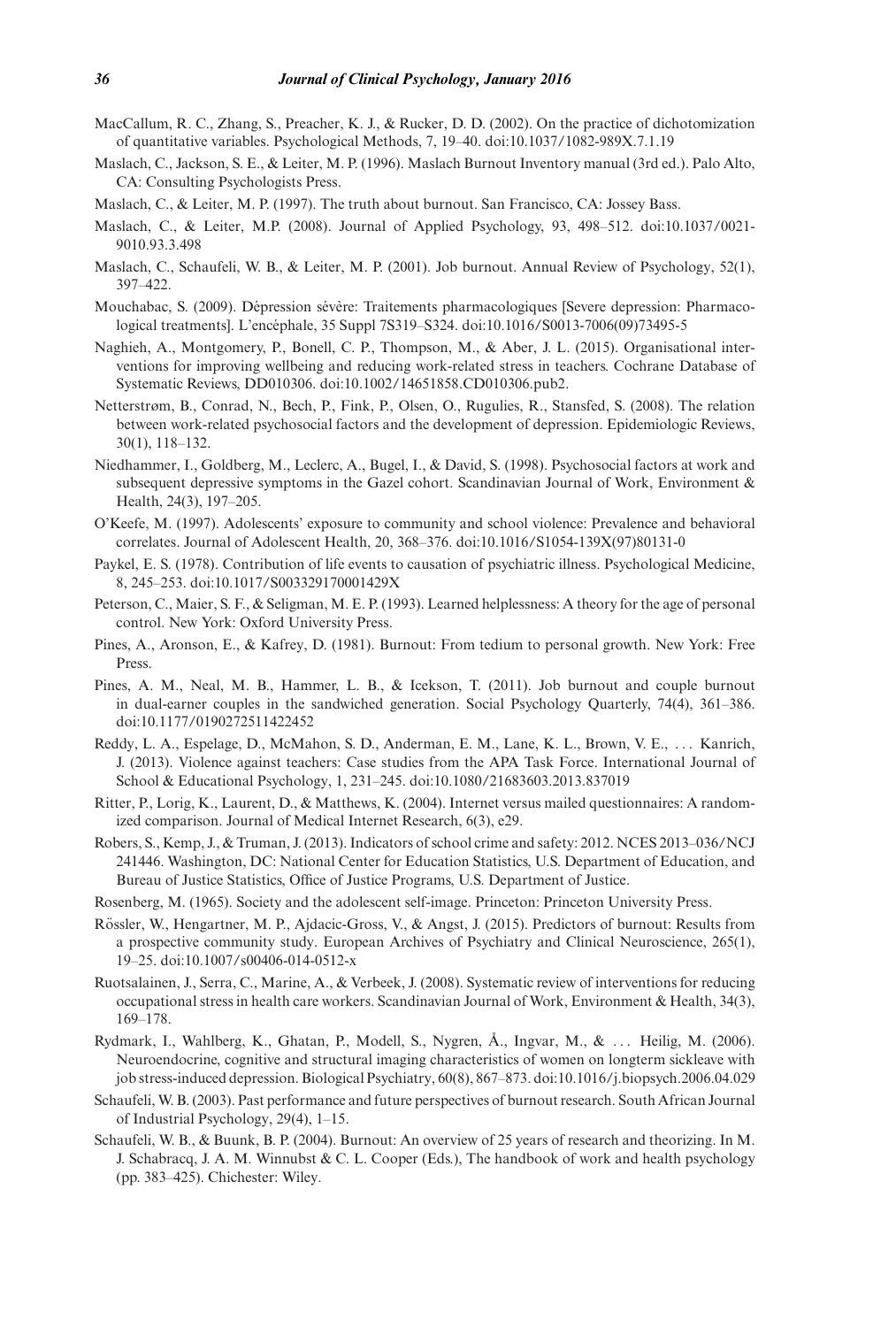MacCallum, R. C., Zhang, S., Preacher, K. J., & Rucker, D. D. (2002). On the practice of dichotomization of quantitative variables. Psychological Methods, 7, 19–40. doi:10.1037/1082-989X.7.1.19

Maslach, C., Jackson, S. E., & Leiter, M. P. (1996). Maslach Burnout Inventory manual (3rd ed.). Palo Alto, CA: Consulting Psychologists Press.

Maslach, C., & Leiter, M. P. (1997). The truth about burnout. San Francisco, CA: Jossey Bass.

Maslach, C., & Leiter, M.P. (2008). Journal of Applied Psychology, 93, 498–512. doi:10.1037/0021-9010.93.3.498

Maslach, C., Schaufeli, W. B., & Leiter, M. P. (2001). Job burnout. Annual Review of Psychology, 52(1), 397–422.

Mouchabac, S. (2009). Dépression sévère: Traitements pharmacologiques [Severe depression: Pharmacological treatments]. L'encéphale, 35 Suppl 7S319–S324. doi:10.1016/S0013-7006(09)73495-5

Naghieh, A., Montgomery, P., Bonell, C. P., Thompson, M., & Aber, J. L. (2015). Organisational interventions for improving wellbeing and reducing work-related stress in teachers. Cochrane Database of Systematic Reviews, DD010306. doi:10.1002/14651858.CD010306.pub2.

Netterstrøm, B., Conrad, N., Bech, P., Fink, P., Olsen, O., Rugulies, R., Stansfed, S. (2008). The relation between work-related psychosocial factors and the development of depression. Epidemiologic Reviews, 30(1), 118–132.

Niedhammer, I., Goldberg, M., Leclerc, A., Bugel, I., & David, S. (1998). Psychosocial factors at work and subsequent depressive symptoms in the Gazel cohort. Scandinavian Journal of Work, Environment & Health, 24(3), 197–205.

O'Keefe, M. (1997). Adolescents' exposure to community and school violence: Prevalence and behavioral correlates. Journal of Adolescent Health, 20, 368–376. doi:10.1016/S1054-139X(97)80131-0

Paykel, E. S. (1978). Contribution of life events to causation of psychiatric illness. Psychological Medicine, 8, 245–253. doi:10.1017/S003329170001429X

Peterson, C., Maier, S. F., & Seligman, M. E. P. (1993). Learned helplessness: A theory for the age of personal control. New York: Oxford University Press.

Pines, A., Aronson, E., & Kafrey, D. (1981). Burnout: From tedium to personal growth. New York: Free Press.

Pines, A. M., Neal, M. B., Hammer, L. B., & Icekson, T. (2011). Job burnout and couple burnout in dual-earner couples in the sandwiched generation. Social Psychology Quarterly, 74(4), 361–386. doi:10.1177/0190272511422452

Reddy, L. A., Espelage, D., McMahon, S. D., Anderman, E. M., Lane, K. L., Brown, V. E., ... Kanrich, J. (2013). Violence against teachers: Case studies from the APA Task Force. International Journal of School & Educational Psychology, 1, 231–245. doi:10.1080/21683603.2013.837019

Ritter, P., Lorig, K., Laurent, D., & Matthews, K. (2004). Internet versus mailed questionnaires: A randomized comparison. Journal of Medical Internet Research, 6(3), e29.

Robers, S., Kemp, J., & Truman, J. (2013). Indicators of school crime and safety: 2012. NCES 2013–036/NCJ 241446. Washington, DC: National Center for Education Statistics, U.S. Department of Education, and Bureau of Justice Statistics, Office of Justice Programs, U.S. Department of Justice.

Rosenberg, M. (1965). Society and the adolescent self-image. Princeton: Princeton University Press.

Rössler, W., Hengartner, M. P., Ajdacic-Gross, V., & Angst, J. (2015). Predictors of burnout: Results from a prospective community study. European Archives of Psychiatry and Clinical Neuroscience, 265(1), 19–25. doi:10.1007/s00406-014-0512-x

Ruotsalainen, J., Serra, C., Marine, A., & Verbeek, J. (2008). Systematic review of interventions for reducing occupational stress in health care workers. Scandinavian Journal of Work, Environment & Health, 34(3), 169–178.

Rydmark, I., Wahlberg, K., Ghatan, P., Modell, S., Nygren, Å., Ingvar, M., & ... Heilig, M. (2006). Neuroendocrine, cognitive and structural imaging characteristics of women on longterm sickleave with job stress-induced depression. Biological Psychiatry, 60(8), 867–873. doi:10.1016/j.biopsych.2006.04.029

Schaufeli, W. B. (2003). Past performance and future perspectives of burnout research. South African Journal of Industrial Psychology, 29(4), 1–15.

Schaufeli, W. B., & Buunk, B. P. (2004). Burnout: An overview of 25 years of research and theorizing. In M. J. Schabracq, J. A. M. Winnubst & C. L. Cooper (Eds.), The handbook of work and health psychology (pp. 383–425). Chichester: Wiley.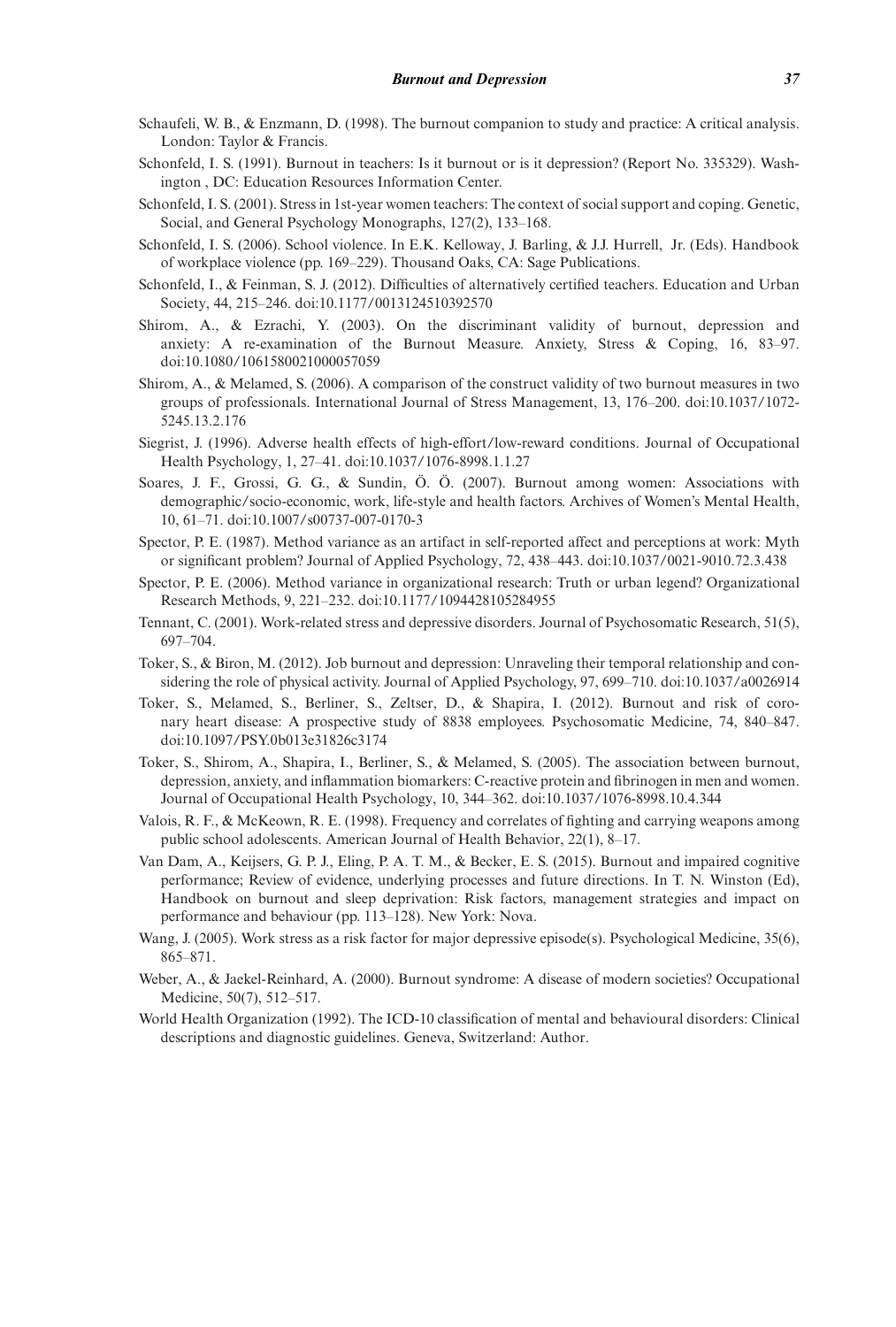Schaufeli, W. B., & Enzmann, D. (1998). The burnout companion to study and practice: A critical analysis. London: Taylor & Francis.

Schonfeld, I. S. (1991). Burnout in teachers: Is it burnout or is it depression? (Report No. 335329). Washington , DC: Education Resources Information Center.

Schonfeld, I. S. (2001). Stress in 1st-year women teachers: The context of social support and coping. Genetic, Social, and General Psychology Monographs, 127(2), 133–168.

Schonfeld, I. S. (2006). School violence. In E.K. Kelloway, J. Barling, & J.J. Hurrell, Jr. (Eds). Handbook of workplace violence (pp. 169–229). Thousand Oaks, CA: Sage Publications.

Schonfeld, I., & Feinman, S. J. (2012). Difficulties of alternatively certified teachers. Education and Urban Society, 44, 215–246. doi:10.1177/0013124510392570

Shirom, A., & Ezrachi, Y. (2003). On the discriminant validity of burnout, depression and anxiety: A re-examination of the Burnout Measure. Anxiety, Stress & Coping, 16, 83–97. doi:10.1080/1061580021000057059

Shirom, A., & Melamed, S. (2006). A comparison of the construct validity of two burnout measures in two groups of professionals. International Journal of Stress Management, 13, 176–200. doi:10.1037/1072-5245.13.2.176

Siegrist, J. (1996). Adverse health effects of high-effort/low-reward conditions. Journal of Occupational Health Psychology, 1, 27–41. doi:10.1037/1076-8998.1.1.27

Soares, J. F., Grossi, G. G., & Sundin, Ö. Ö. (2007). Burnout among women: Associations with demographic/socio-economic, work, life-style and health factors. Archives of Women's Mental Health, 10, 61–71. doi:10.1007/s00737-007-0170-3

Spector, P. E. (1987). Method variance as an artifact in self-reported affect and perceptions at work: Myth or significant problem? Journal of Applied Psychology, 72, 438–443. doi:10.1037/0021-9010.72.3.438

Spector, P. E. (2006). Method variance in organizational research: Truth or urban legend? Organizational Research Methods, 9, 221–232. doi:10.1177/1094428105284955

Tennant, C. (2001). Work-related stress and depressive disorders. Journal of Psychosomatic Research, 51(5), 697–704.

Toker, S., & Biron, M. (2012). Job burnout and depression: Unraveling their temporal relationship and considering the role of physical activity. Journal of Applied Psychology, 97, 699–710. doi:10.1037/a0026914

Toker, S., Melamed, S., Berliner, S., Zeltser, D., & Shapira, I. (2012). Burnout and risk of coronary heart disease: A prospective study of 8838 employees. Psychosomatic Medicine, 74, 840–847. doi:10.1097/PSY.0b013e31826c3174

Toker, S., Shirom, A., Shapira, I., Berliner, S., & Melamed, S. (2005). The association between burnout, depression, anxiety, and inflammation biomarkers: C-reactive protein and fibrinogen in men and women. Journal of Occupational Health Psychology, 10, 344–362. doi:10.1037/1076-8998.10.4.344

Valois, R. F., & McKeown, R. E. (1998). Frequency and correlates of fighting and carrying weapons among public school adolescents. American Journal of Health Behavior, 22(1), 8–17.

Van Dam, A., Keijsers, G. P. J., Eling, P. A. T. M., & Becker, E. S. (2015). Burnout and impaired cognitive performance; Review of evidence, underlying processes and future directions. In T. N. Winston (Ed), Handbook on burnout and sleep deprivation: Risk factors, management strategies and impact on performance and behaviour (pp. 113–128). New York: Nova.

Wang, J. (2005). Work stress as a risk factor for major depressive episode(s). Psychological Medicine, 35(6), 865–871.

Weber, A., & Jaekel-Reinhard, A. (2000). Burnout syndrome: A disease of modern societies? Occupational Medicine, 50(7), 512–517.

World Health Organization (1992). The ICD-10 classification of mental and behavioural disorders: Clinical descriptions and diagnostic guidelines. Geneva, Switzerland: Author.